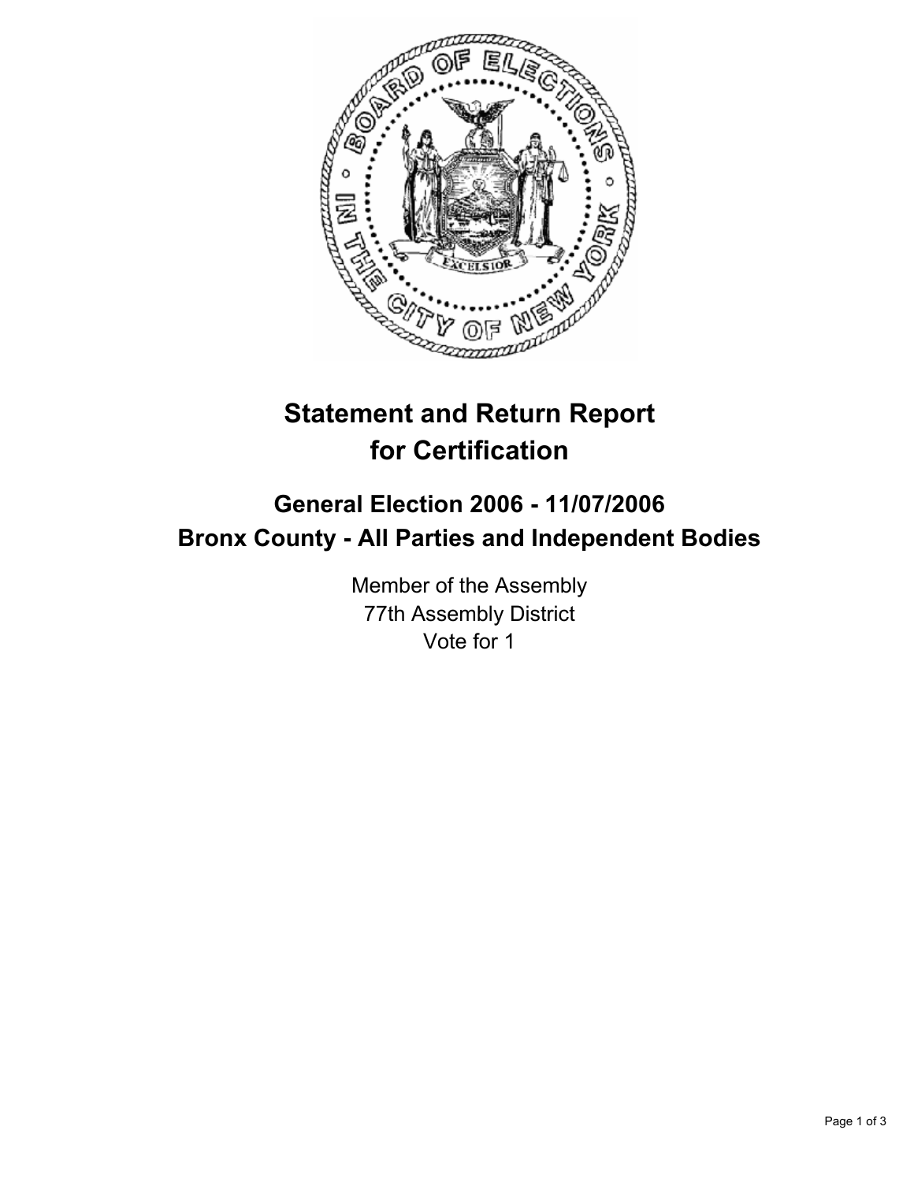# Statement and Return Report for Certification

## General Election 2006 - 11/07/2006
## Bronx County - All Parties and Independent Bodies

Member of the Assembly
77th Assembly District
Vote for 1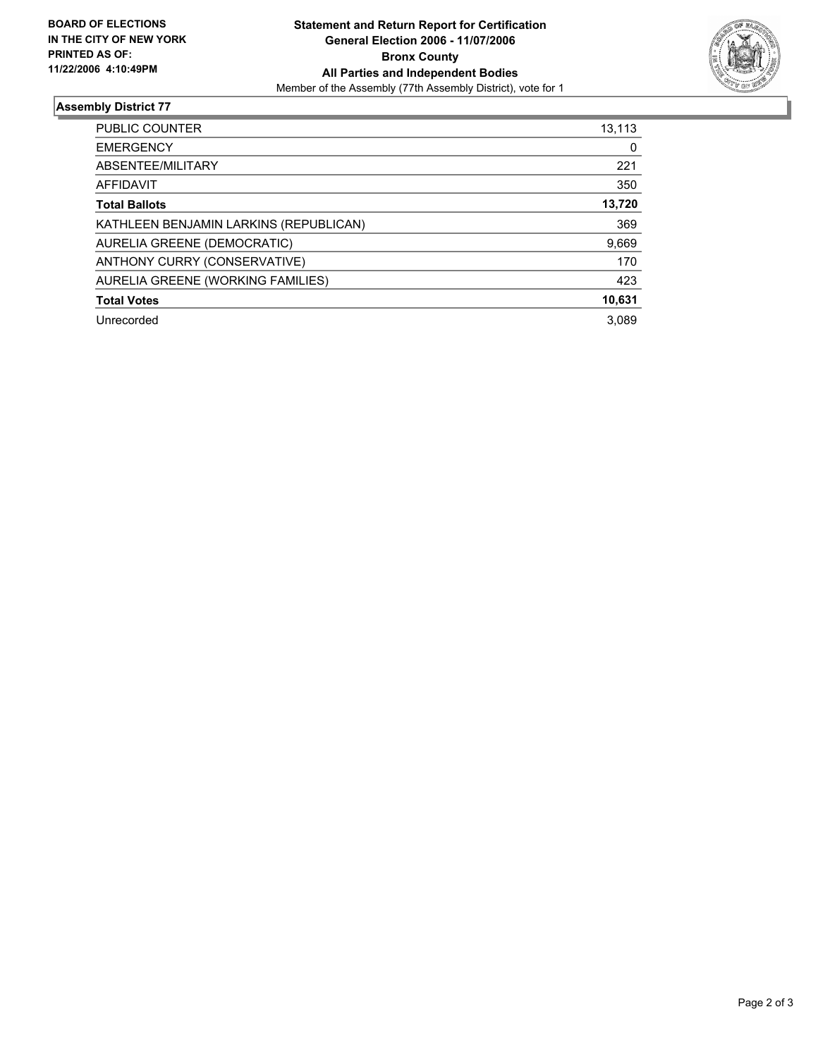**BOARD OF ELECTIONS IN THE CITY OF NEW YORK PRINTED AS OF: 11/22/2006 4:10:49PM**

**Statement and Return Report for Certification**
**General Election 2006 - 11/07/2006**
**Bronx County**
**All Parties and Independent Bodies**
Member of the Assembly (77th Assembly District), vote for 1

## Assembly District 77

| | |
|---|---|
| PUBLIC COUNTER | 13,113 |
| EMERGENCY | 0 |
| ABSENTEE/MILITARY | 221 |
| AFFIDAVIT | 350 |
| **Total Ballots** | **13,720** |
| KATHLEEN BENJAMIN LARKINS (REPUBLICAN) | 369 |
| AURELIA GREENE (DEMOCRATIC) | 9,669 |
| ANTHONY CURRY (CONSERVATIVE) | 170 |
| AURELIA GREENE (WORKING FAMILIES) | 423 |
| **Total Votes** | **10,631** |
| Unrecorded | 3,089 |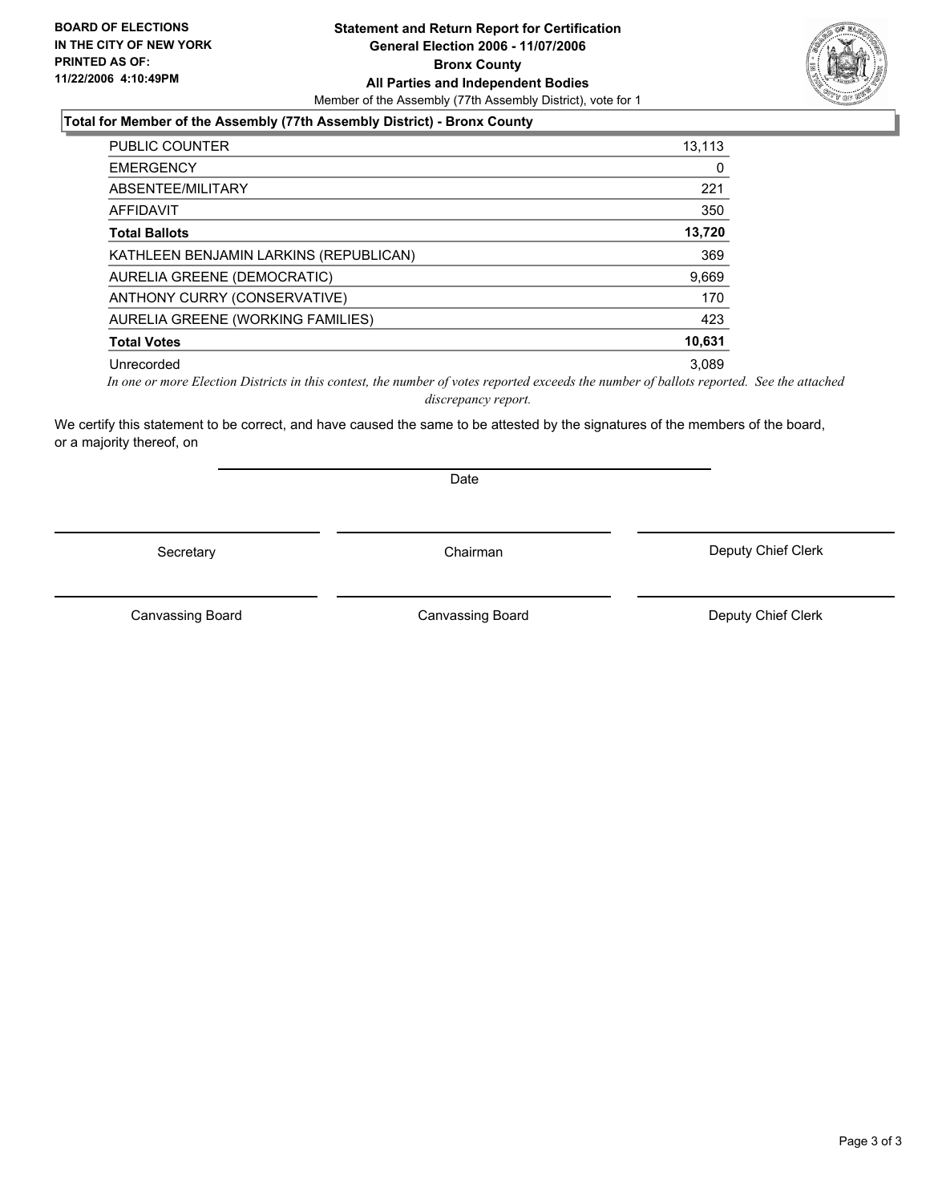**BOARD OF ELECTIONS IN THE CITY OF NEW YORK PRINTED AS OF: 11/22/2006 4:10:49PM**

**Statement and Return Report for Certification General Election 2006 - 11/07/2006 Bronx County All Parties and Independent Bodies**

Member of the Assembly (77th Assembly District), vote for 1

## Total for Member of the Assembly (77th Assembly District) - Bronx County

| | |
|---|---|
| PUBLIC COUNTER | 13,113 |
| EMERGENCY | 0 |
| ABSENTEE/MILITARY | 221 |
| AFFIDAVIT | 350 |
| **Total Ballots** | **13,720** |
| KATHLEEN BENJAMIN LARKINS (REPUBLICAN) | 369 |
| AURELIA GREENE (DEMOCRATIC) | 9,669 |
| ANTHONY CURRY (CONSERVATIVE) | 170 |
| AURELIA GREENE (WORKING FAMILIES) | 423 |
| **Total Votes** | **10,631** |
| Unrecorded | 3,089 |

*In one or more Election Districts in this contest, the number of votes reported exceeds the number of ballots reported. See the attached discrepancy report.*

We certify this statement to be correct, and have caused the same to be attested by the signatures of the members of the board, or a majority thereof, on

Date

Secretary | Chairman | Deputy Chief Clerk

Canvassing Board | Canvassing Board | Deputy Chief Clerk